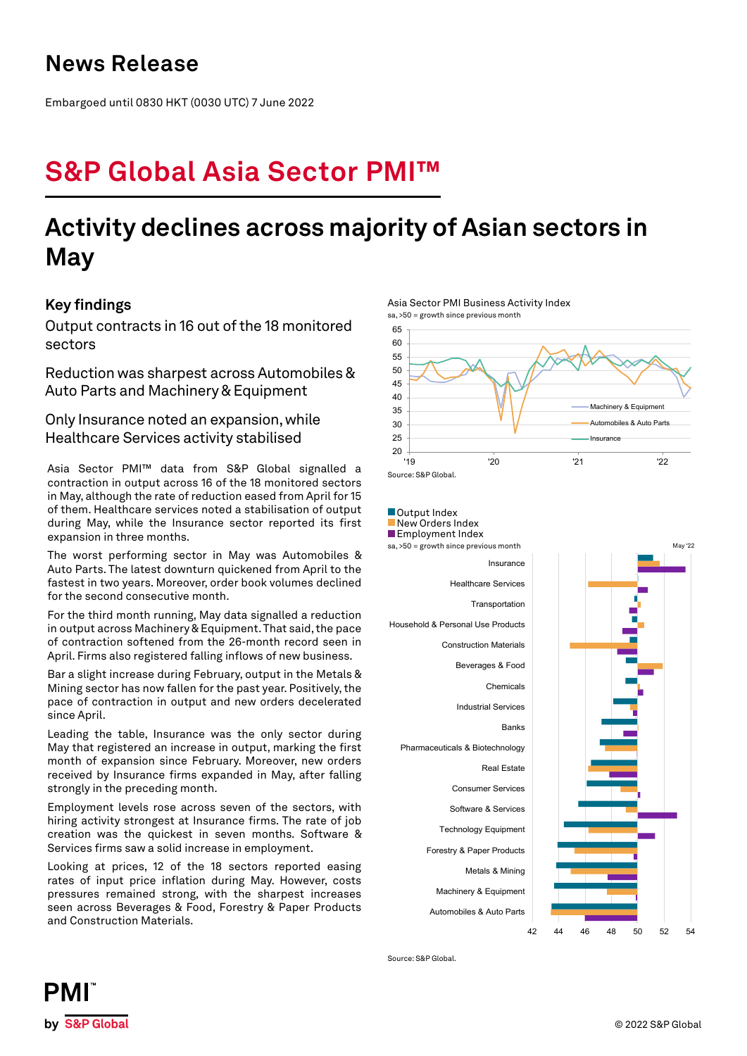# News Release

Embargoed until 0830 HKT (0030 UTC) 7 June 2022

# S&P Global Asia Sector PMI™

## Activity declines across majority of Asian sectors in May

### Key findings

Output contracts in 16 out of the 18 monitored sectors

Reduction was sharpest across Automobiles & Auto Parts and Machinery & Equipment

Only Insurance noted an expansion, while Healthcare Services activity stabilised

Asia Sector PMI™ data from S&P Global signalled a contraction in output across 16 of the 18 monitored sectors in May, although the rate of reduction eased from April for 15 of them. Healthcare services noted a stabilisation of output during May, while the Insurance sector reported its first expansion in three months.

The worst performing sector in May was Automobiles & Auto Parts. The latest downturn quickened from April to the fastest in two years. Moreover, order book volumes declined for the second consecutive month.

For the third month running, May data signalled a reduction in output across Machinery & Equipment. That said, the pace of contraction softened from the 26-month record seen in April. Firms also registered falling inflows of new business.

Bar a slight increase during February, output in the Metals & Mining sector has now fallen for the past year. Positively, the pace of contraction in output and new orders decelerated since April.

Leading the table, Insurance was the only sector during May that registered an increase in output, marking the first month of expansion since February. Moreover, new orders received by Insurance firms expanded in May, after falling strongly in the preceding month.

Employment levels rose across seven of the sectors, with hiring activity strongest at Insurance firms. The rate of job creation was the quickest in seven months. Software & Services firms saw a solid increase in employment.

Looking at prices, 12 of the 18 sectors reported easing rates of input price inflation during May. However, costs pressures remained strong, with the sharpest increases seen across Beverages & Food, Forestry & Paper Products and Construction Materials.

Asia Sector PMI Business Activity Index
sa, >50 = growth since previous month

Source: S&P Global.

Output Index / New Orders Index / Employment Index
sa, >50 = growth since previous month (May '22)

Source: S&P Global.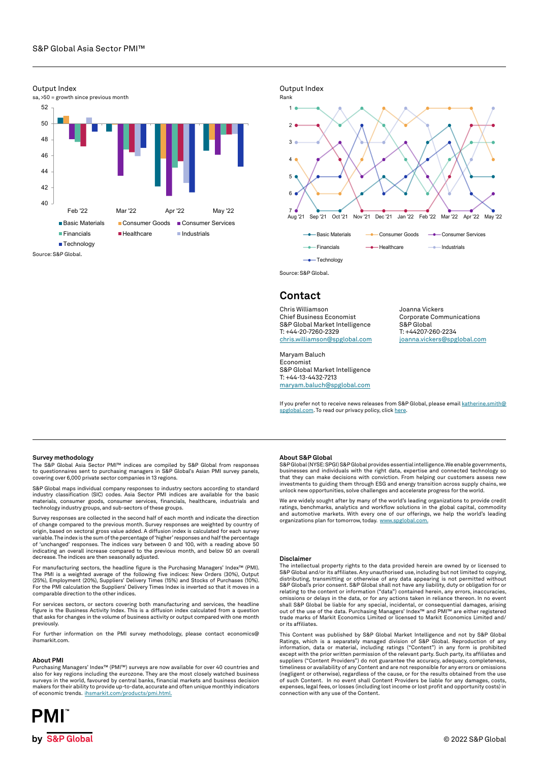Output Index
sa, >50 = growth since previous month

52
50
48
46
44
42
40

Feb '22
Mar '22
Apr '22
May '22

Basic Materials
Consumer Goods
Consumer Services
Financials
Healthcare
Industrials
Technology

Source: S&P Global.

Output Index
Rank

1
2
3
4
5
6
7

Aug '21
Sep '21
Oct '21
Nov '21
Dec '21
Jan '22
Feb '22
Mar '22
Apr '22
May '22

Basic Materials
Consumer Goods
Consumer Services
Financials
Healthcare
Industrials
Technology

Source: S&P Global.

## Contact

Chris Williamson
Chief Business Economist
S&P Global Market Intelligence
T: +44-20-7260-2329
chris.williamson@spglobal.com

Joanna Vickers
Corporate Communications
S&P Global
T: +44207-260-2234
joanna.vickers@spglobal.com

Maryam Baluch
Economist
S&P Global Market Intelligence
T: +44-13-4432-7213
maryam.baluch@spglobal.com

If you prefer not to receive news releases from S&P Global, please email katherine.smith@spglobal.com. To read our privacy policy, click here.

### Survey methodology

The S&P Global Asia Sector PMI™ indices are compiled by S&P Global from responses to questionnaires sent to purchasing managers in S&P Global's Asian PMI survey panels, covering over 6,000 private sector companies in 13 regions.

S&P Global maps individual company responses to industry sectors according to standard industry classification (SIC) codes. Asia Sector PMI indices are available for the basic materials, consumer goods, consumer services, financials, healthcare, industrials and technology industry groups, and sub-sectors of these groups.

Survey responses are collected in the second half of each month and indicate the direction of change compared to the previous month. Survey responses are weighted by country of origin, based on sectoral gross value added. A diffusion index is calculated for each survey variable. The index is the sum of the percentage of 'higher' responses and half the percentage of 'unchanged' responses. The indices vary between 0 and 100, with a reading above 50 indicating an overall increase compared to the previous month, and below 50 an overall decrease. The indices are then seasonally adjusted.

For manufacturing sectors, the headline figure is the Purchasing Managers' Index™ (PMI). The PMI is a weighted average of the following five indices: New Orders (30%), Output (25%), Employment (20%), Suppliers' Delivery Times (15%) and Stocks of Purchases (10%). For the PMI calculation the Suppliers' Delivery Times Index is inverted so that it moves in a comparable direction to the other indices.

For services sectors, or sectors covering both manufacturing and services, the headline figure is the Business Activity Index. This is a diffusion index calculated from a question that asks for changes in the volume of business activity or output compared with one month previously.

For further information on the PMI survey methodology, please contact economics@ihsmarkit.com.

### About PMI

Purchasing Managers' Index™ (PMI™) surveys are now available for over 40 countries and also for key regions including the eurozone. They are the most closely watched business surveys in the world, favoured by central banks, financial markets and business decision makers for their ability to provide up-to-date, accurate and often unique monthly indicators of economic trends. ihsmarkit.com/products/pmi.html.

### About S&P Global

S&P Global (NYSE: SPGI) S&P Global provides essential intelligence. We enable governments, businesses and individuals with the right data, expertise and connected technology so that they can make decisions with conviction. From helping our customers assess new investments to guiding them through ESG and energy transition across supply chains, we unlock new opportunities, solve challenges and accelerate progress for the world.

We are widely sought after by many of the world's leading organizations to provide credit ratings, benchmarks, analytics and workflow solutions in the global capital, commodity and automotive markets. With every one of our offerings, we help the world's leading organizations plan for tomorrow, today. www.spglobal.com.

### Disclaimer

The intellectual property rights to the data provided herein are owned by or licensed to S&P Global and/or its affiliates. Any unauthorised use, including but not limited to copying, distributing, transmitting or otherwise of any data appearing is not permitted without S&P Global's prior consent. S&P Global shall not have any liability, duty or obligation for or relating to the content or information ("data") contained herein, any errors, inaccuracies, omissions or delays in the data, or for any actions taken in reliance thereon. In no event shall S&P Global be liable for any special, incidental, or consequential damages, arising out of the use of the data. Purchasing Managers' Index™ and PMI™ are either registered trade marks of Markit Economics Limited or licensed to Markit Economics Limited and/or its affiliates.

This Content was published by S&P Global Market Intelligence and not by S&P Global Ratings, which is a separately managed division of S&P Global. Reproduction of any information, data or material, including ratings ("Content") in any form is prohibited except with the prior written permission of the relevant party. Such party, its affiliates and suppliers ("Content Providers") do not guarantee the accuracy, adequacy, completeness, timeliness or availability of any Content and are not responsible for any errors or omissions (negligent or otherwise), regardless of the cause, or for the results obtained from the use of such Content. In no event shall Content Providers be liable for any damages, costs, expenses, legal fees, or losses (including lost income or lost profit and opportunity costs) in connection with any use of the Content.

PMI™ by S&P Global

© 2022 S&P Global